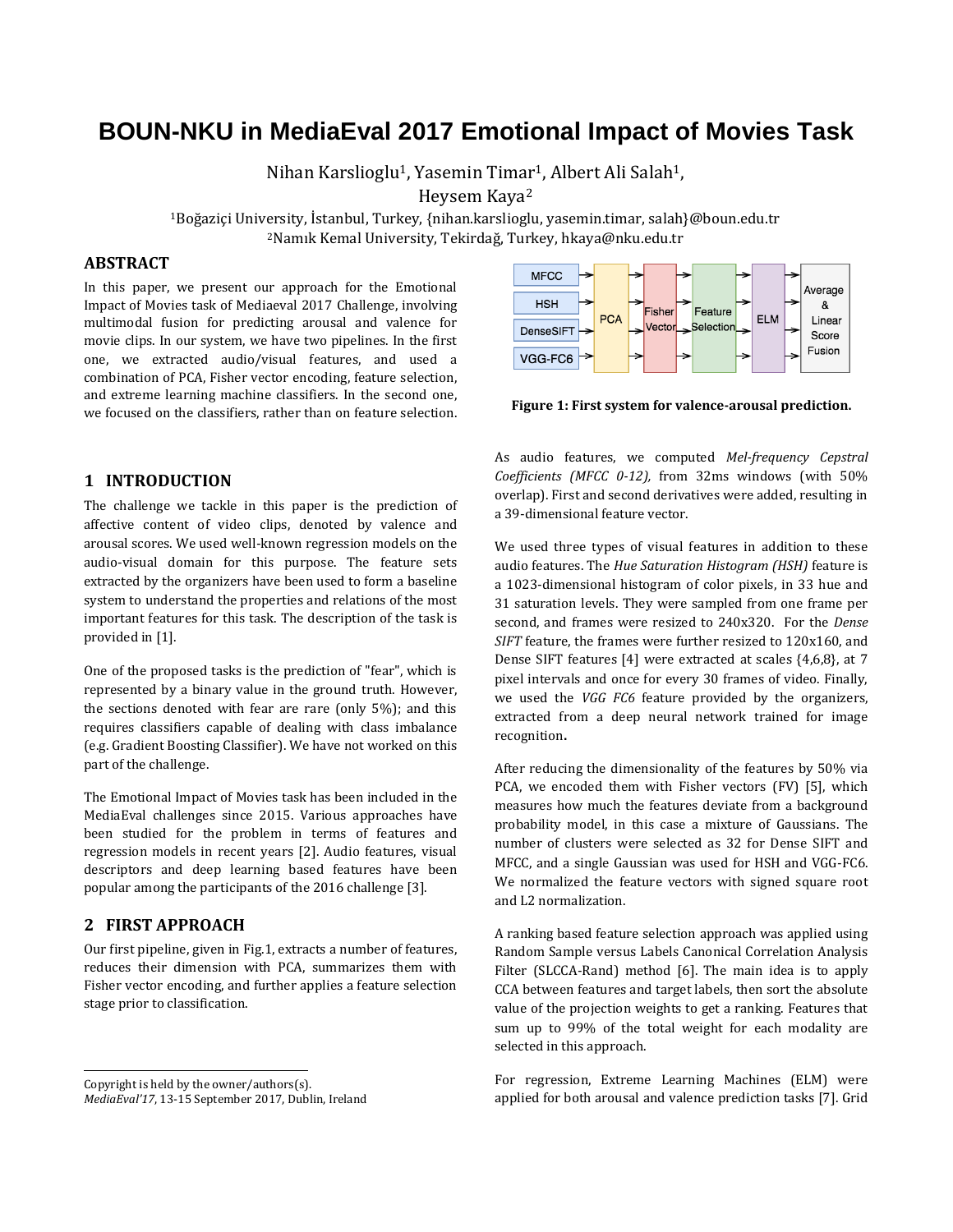# BOUN-NKU in MediaEval 2017 Emotional Impact of Movies Task

Nihan Karslioglu[1], Yasemin Timar[1], Albert Ali Salah[1],
Heysem Kaya[2]

[1]Boğaziçi University, İstanbul, Turkey, {nihan.karslioglu, yasemin.timar, salah}@boun.edu.tr
[2]Namık Kemal University, Tekirdağ, Turkey, hkaya@nku.edu.tr

## ABSTRACT

In this paper, we present our approach for the Emotional Impact of Movies task of Mediaeval 2017 Challenge, involving multimodal fusion for predicting arousal and valence for movie clips. In our system, we have two pipelines. In the first one, we extracted audio/visual features, and used a combination of PCA, Fisher vector encoding, feature selection, and extreme learning machine classifiers. In the second one, we focused on the classifiers, rather than on feature selection.

## 1 INTRODUCTION

The challenge we tackle in this paper is the prediction of affective content of video clips, denoted by valence and arousal scores. We used well-known regression models on the audio-visual domain for this purpose. The feature sets extracted by the organizers have been used to form a baseline system to understand the properties and relations of the most important features for this task. The description of the task is provided in [1].

One of the proposed tasks is the prediction of "fear", which is represented by a binary value in the ground truth. However, the sections denoted with fear are rare (only 5%); and this requires classifiers capable of dealing with class imbalance (e.g. Gradient Boosting Classifier). We have not worked on this part of the challenge.

The Emotional Impact of Movies task has been included in the MediaEval challenges since 2015. Various approaches have been studied for the problem in terms of features and regression models in recent years [2]. Audio features, visual descriptors and deep learning based features have been popular among the participants of the 2016 challenge [3].

## 2 FIRST APPROACH

Our first pipeline, given in Fig.1, extracts a number of features, reduces their dimension with PCA, summarizes them with Fisher vector encoding, and further applies a feature selection stage prior to classification.

MFCC, HSH, DenseSIFT, VGG-FC6 → PCA → Fisher Vector → Feature Selection → ELM → Average & Linear Score Fusion

**Figure 1: First system for valence-arousal prediction.**

As audio features, we computed *Mel-frequency Cepstral Coefficients (MFCC 0-12),* from 32ms windows (with 50% overlap). First and second derivatives were added, resulting in a 39-dimensional feature vector.

We used three types of visual features in addition to these audio features. The *Hue Saturation Histogram (HSH)* feature is a 1023-dimensional histogram of color pixels, in 33 hue and 31 saturation levels. They were sampled from one frame per second, and frames were resized to 240x320. For the *Dense SIFT* feature, the frames were further resized to 120x160, and Dense SIFT features [4] were extracted at scales {4,6,8}, at 7 pixel intervals and once for every 30 frames of video. Finally, we used the *VGG FC6* feature provided by the organizers, extracted from a deep neural network trained for image recognition**.**

After reducing the dimensionality of the features by 50% via PCA, we encoded them with Fisher vectors (FV) [5], which measures how much the features deviate from a background probability model, in this case a mixture of Gaussians. The number of clusters were selected as 32 for Dense SIFT and MFCC, and a single Gaussian was used for HSH and VGG-FC6. We normalized the feature vectors with signed square root and L2 normalization.

A ranking based feature selection approach was applied using Random Sample versus Labels Canonical Correlation Analysis Filter (SLCCA-Rand) method [6]. The main idea is to apply CCA between features and target labels, then sort the absolute value of the projection weights to get a ranking. Features that sum up to 99% of the total weight for each modality are selected in this approach.

For regression, Extreme Learning Machines (ELM) were applied for both arousal and valence prediction tasks [7]. Grid

Copyright is held by the owner/authors(s).
*MediaEval'17*, 13-15 September 2017, Dublin, Ireland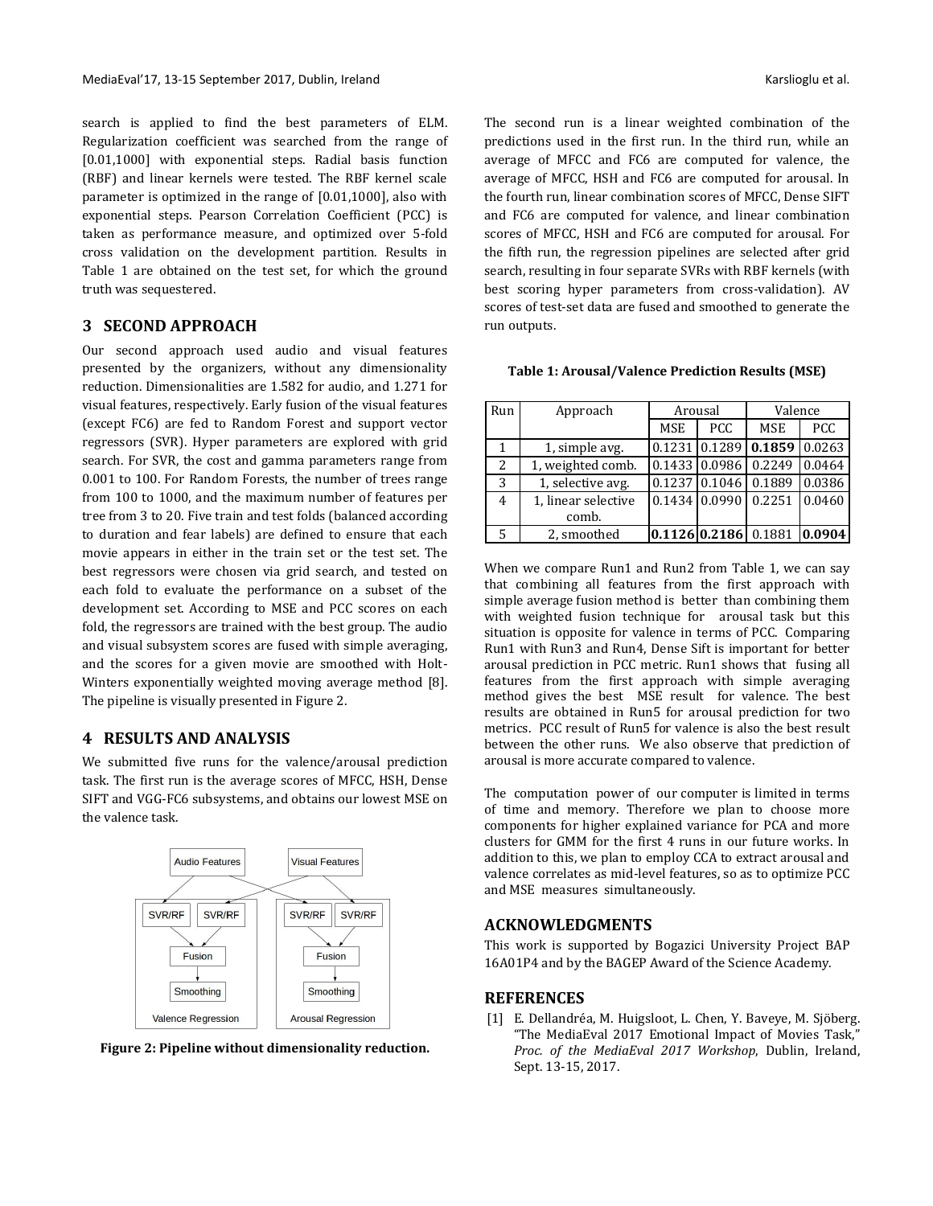search is applied to find the best parameters of ELM. Regularization coefficient was searched from the range of [0.01,1000] with exponential steps. Radial basis function (RBF) and linear kernels were tested. The RBF kernel scale parameter is optimized in the range of [0.01,1000], also with exponential steps. Pearson Correlation Coefficient (PCC) is taken as performance measure, and optimized over 5-fold cross validation on the development partition. Results in Table 1 are obtained on the test set, for which the ground truth was sequestered.

## 3 SECOND APPROACH

Our second approach used audio and visual features presented by the organizers, without any dimensionality reduction. Dimensionalities are 1.582 for audio, and 1.271 for visual features, respectively. Early fusion of the visual features (except FC6) are fed to Random Forest and support vector regressors (SVR). Hyper parameters are explored with grid search. For SVR, the cost and gamma parameters range from 0.001 to 100. For Random Forests, the number of trees range from 100 to 1000, and the maximum number of features per tree from 3 to 20. Five train and test folds (balanced according to duration and fear labels) are defined to ensure that each movie appears in either in the train set or the test set. The best regressors were chosen via grid search, and tested on each fold to evaluate the performance on a subset of the development set. According to MSE and PCC scores on each fold, the regressors are trained with the best group. The audio and visual subsystem scores are fused with simple averaging, and the scores for a given movie are smoothed with Holt-Winters exponentially weighted moving average method [8]. The pipeline is visually presented in Figure 2.

## 4 RESULTS AND ANALYSIS

We submitted five runs for the valence/arousal prediction task. The first run is the average scores of MFCC, HSH, Dense SIFT and VGG-FC6 subsystems, and obtains our lowest MSE on the valence task.

**Figure 2: Pipeline without dimensionality reduction.**

The second run is a linear weighted combination of the predictions used in the first run. In the third run, while an average of MFCC and FC6 are computed for valence, the average of MFCC, HSH and FC6 are computed for arousal. In the fourth run, linear combination scores of MFCC, Dense SIFT and FC6 are computed for valence, and linear combination scores of MFCC, HSH and FC6 are computed for arousal. For the fifth run, the regression pipelines are selected after grid search, resulting in four separate SVRs with RBF kernels (with best scoring hyper parameters from cross-validation). AV scores of test-set data are fused and smoothed to generate the run outputs.

**Table 1: Arousal/Valence Prediction Results (MSE)**

| Run | Approach | Arousal | | Valence | |
|---|---|---|---|---|---|
| | | MSE | PCC | MSE | PCC |
| 1 | 1, simple avg. | 0.1231 | 0.1289 | **0.1859** | 0.0263 |
| 2 | 1, weighted comb. | 0.1433 | 0.0986 | 0.2249 | 0.0464 |
| 3 | 1, selective avg. | 0.1237 | 0.1046 | 0.1889 | 0.0386 |
| 4 | 1, linear selective comb. | 0.1434 | 0.0990 | 0.2251 | 0.0460 |
| 5 | 2, smoothed | **0.1126** | **0.2186** | 0.1881 | **0.0904** |

When we compare Run1 and Run2 from Table 1, we can say that combining all features from the first approach with simple average fusion method is better than combining them with weighted fusion technique for arousal task but this situation is opposite for valence in terms of PCC. Comparing Run1 with Run3 and Run4, Dense Sift is important for better arousal prediction in PCC metric. Run1 shows that fusing all features from the first approach with simple averaging method gives the best MSE result for valence. The best results are obtained in Run5 for arousal prediction for two metrics. PCC result of Run5 for valence is also the best result between the other runs. We also observe that prediction of arousal is more accurate compared to valence.

The computation power of our computer is limited in terms of time and memory. Therefore we plan to choose more components for higher explained variance for PCA and more clusters for GMM for the first 4 runs in our future works. In addition to this, we plan to employ CCA to extract arousal and valence correlates as mid-level features, so as to optimize PCC and MSE measures simultaneously.

## ACKNOWLEDGMENTS

This work is supported by Bogazici University Project BAP 16A01P4 and by the BAGEP Award of the Science Academy.

## REFERENCES

[1] E. Dellandréa, M. Huigsloot, L. Chen, Y. Baveye, M. Sjöberg. "The MediaEval 2017 Emotional Impact of Movies Task," *Proc. of the MediaEval 2017 Workshop*, Dublin, Ireland, Sept. 13-15, 2017.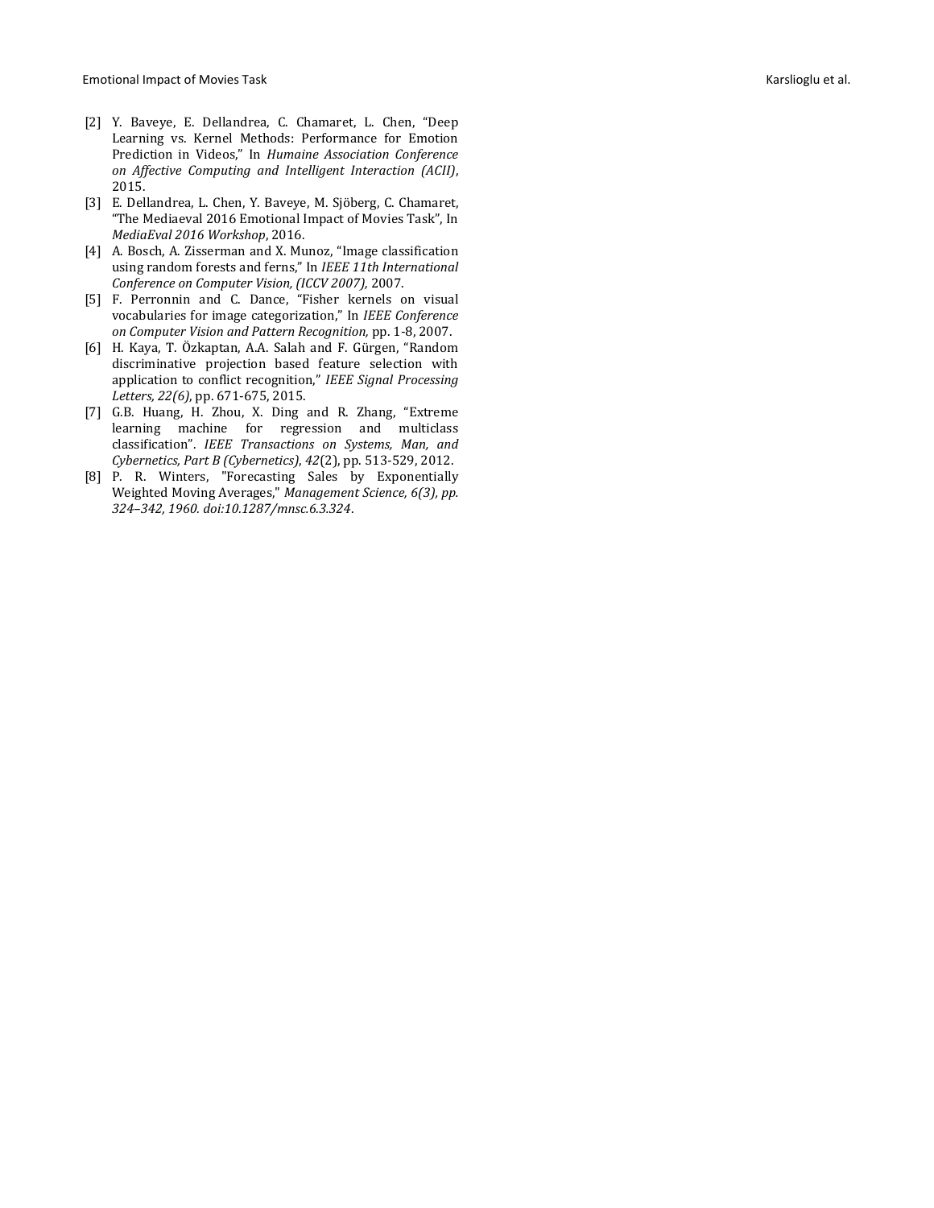[2] Y. Baveye, E. Dellandrea, C. Chamaret, L. Chen, "Deep Learning vs. Kernel Methods: Performance for Emotion Prediction in Videos," In *Humaine Association Conference on Affective Computing and Intelligent Interaction (ACII)*, 2015.

[3] E. Dellandrea, L. Chen, Y. Baveye, M. Sjöberg, C. Chamaret, "The Mediaeval 2016 Emotional Impact of Movies Task", In *MediaEval 2016 Workshop*, 2016.

[4] A. Bosch, A. Zisserman and X. Munoz, "Image classification using random forests and ferns," In *IEEE 11th International Conference on Computer Vision, (ICCV 2007),* 2007.

[5] F. Perronnin and C. Dance, "Fisher kernels on visual vocabularies for image categorization," In *IEEE Conference on Computer Vision and Pattern Recognition,* pp. 1-8, 2007.

[6] H. Kaya, T. Özkaptan, A.A. Salah and F. Gürgen, "Random discriminative projection based feature selection with application to conflict recognition," *IEEE Signal Processing Letters, 22(6)*, pp. 671-675, 2015.

[7] G.B. Huang, H. Zhou, X. Ding and R. Zhang, "Extreme learning machine for regression and multiclass classification". *IEEE Transactions on Systems, Man, and Cybernetics, Part B (Cybernetics)*, *42*(2), pp. 513-529, 2012.

[8] P. R. Winters, "Forecasting Sales by Exponentially Weighted Moving Averages," *Management Science, 6(3), pp. 324–342, 1960. doi:10.1287/mnsc.6.3.324*.